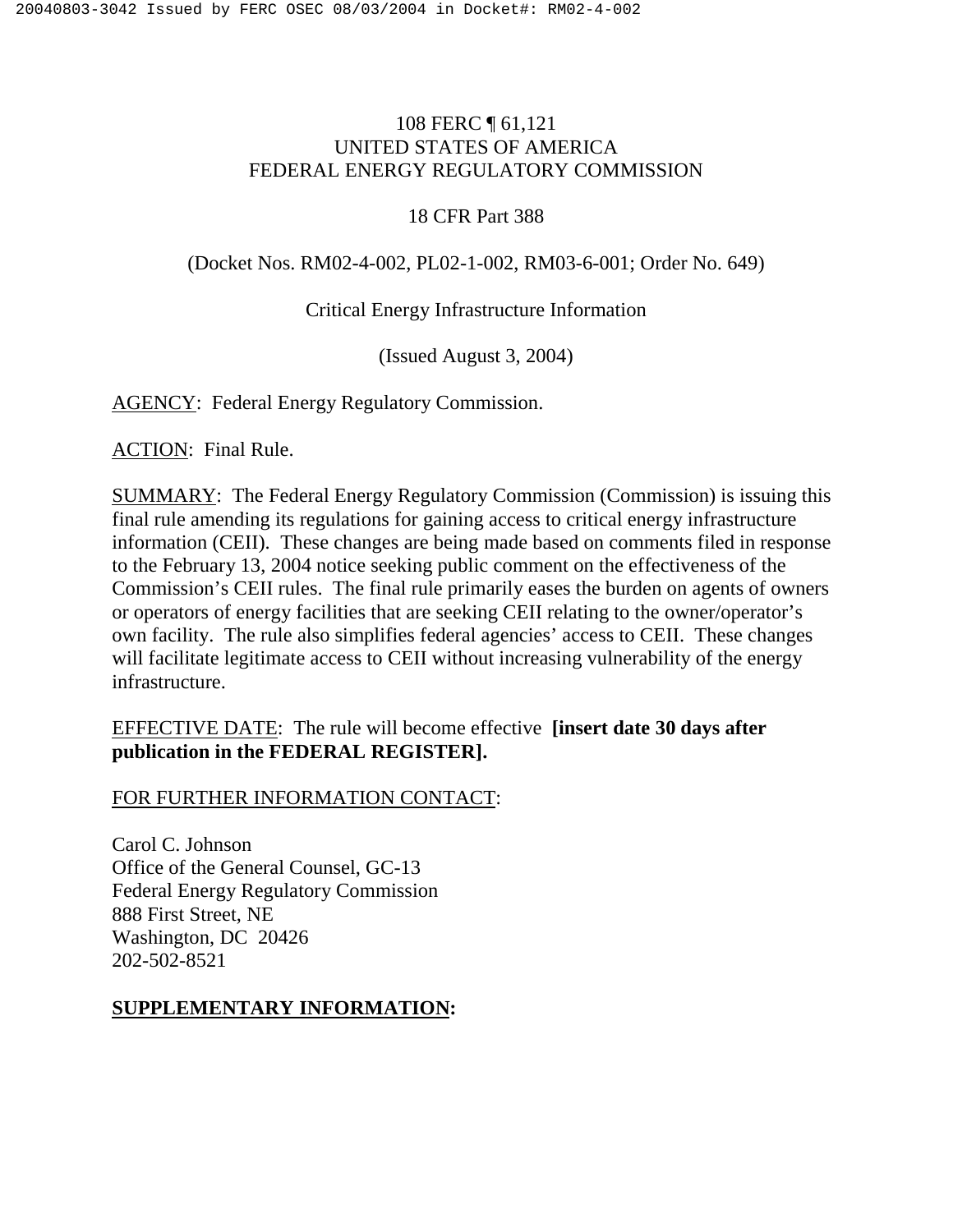108 FERC ¶ 61,121
UNITED STATES OF AMERICA
FEDERAL ENERGY REGULATORY COMMISSION

18 CFR Part 388

(Docket Nos. RM02-4-002, PL02-1-002, RM03-6-001; Order No. 649)

Critical Energy Infrastructure Information

(Issued August 3, 2004)

AGENCY: Federal Energy Regulatory Commission.

ACTION: Final Rule.

SUMMARY: The Federal Energy Regulatory Commission (Commission) is issuing this final rule amending its regulations for gaining access to critical energy infrastructure information (CEII). These changes are being made based on comments filed in response to the February 13, 2004 notice seeking public comment on the effectiveness of the Commission's CEII rules. The final rule primarily eases the burden on agents of owners or operators of energy facilities that are seeking CEII relating to the owner/operator's own facility. The rule also simplifies federal agencies' access to CEII. These changes will facilitate legitimate access to CEII without increasing vulnerability of the energy infrastructure.

EFFECTIVE DATE: The rule will become effective **[insert date 30 days after publication in the FEDERAL REGISTER].**

FOR FURTHER INFORMATION CONTACT:

Carol C. Johnson
Office of the General Counsel, GC-13
Federal Energy Regulatory Commission
888 First Street, NE
Washington, DC 20426
202-502-8521

**SUPPLEMENTARY INFORMATION:**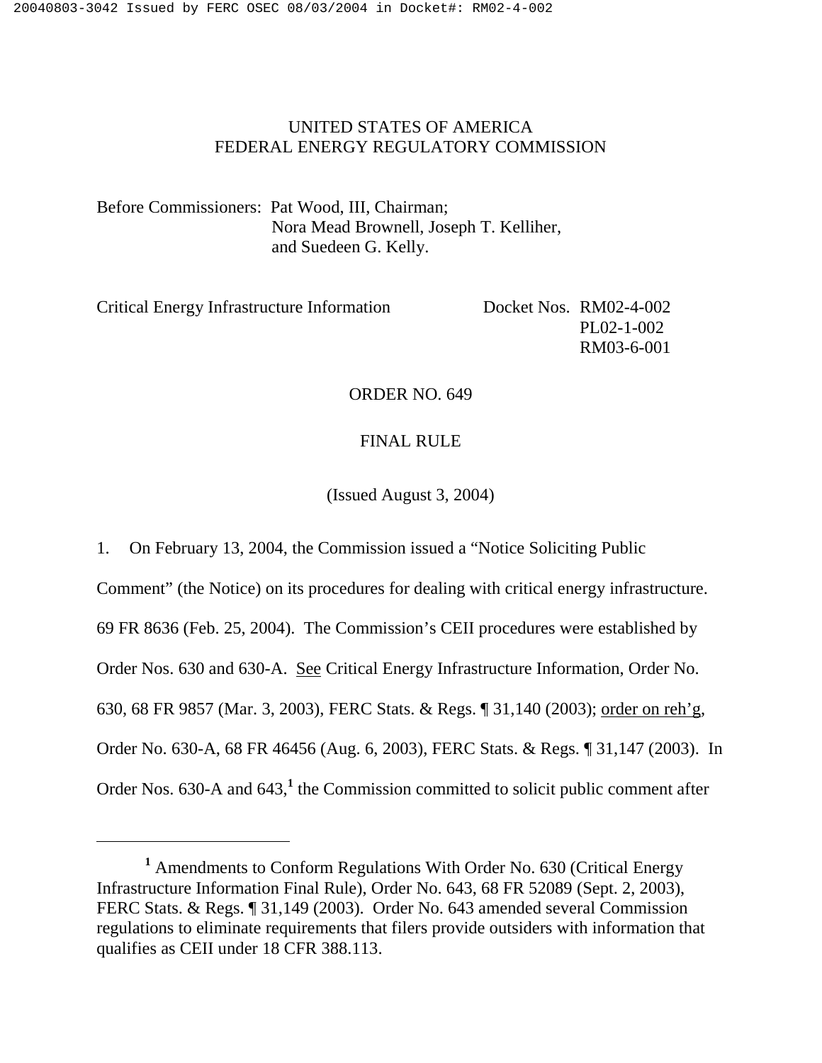UNITED STATES OF AMERICA
FEDERAL ENERGY REGULATORY COMMISSION

Before Commissioners: Pat Wood, III, Chairman;
Nora Mead Brownell, Joseph T. Kelliher,
and Suedeen G. Kelly.

Critical Energy Infrastructure Information    Docket Nos. RM02-4-002
PL02-1-002
RM03-6-001

ORDER NO. 649

FINAL RULE

(Issued August 3, 2004)

1. On February 13, 2004, the Commission issued a "Notice Soliciting Public Comment" (the Notice) on its procedures for dealing with critical energy infrastructure. 69 FR 8636 (Feb. 25, 2004). The Commission's CEII procedures were established by Order Nos. 630 and 630-A. See Critical Energy Infrastructure Information, Order No. 630, 68 FR 9857 (Mar. 3, 2003), FERC Stats. & Regs. ¶ 31,140 (2003); order on reh'g, Order No. 630-A, 68 FR 46456 (Aug. 6, 2003), FERC Stats. & Regs. ¶ 31,147 (2003). In Order Nos. 630-A and 643,[1] the Commission committed to solicit public comment after

[1] Amendments to Conform Regulations With Order No. 630 (Critical Energy Infrastructure Information Final Rule), Order No. 643, 68 FR 52089 (Sept. 2, 2003), FERC Stats. & Regs. ¶ 31,149 (2003). Order No. 643 amended several Commission regulations to eliminate requirements that filers provide outsiders with information that qualifies as CEII under 18 CFR 388.113.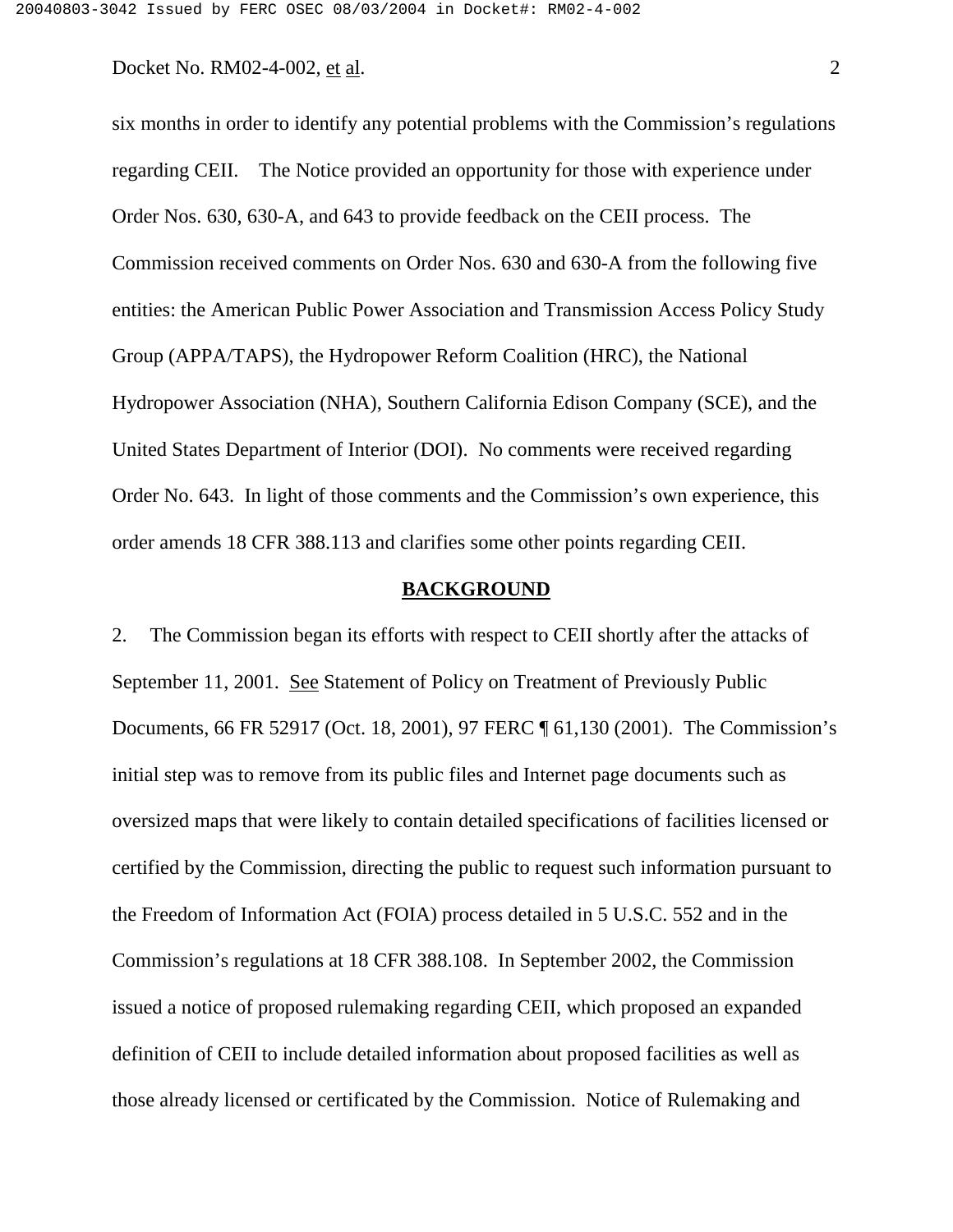six months in order to identify any potential problems with the Commission's regulations regarding CEII. The Notice provided an opportunity for those with experience under Order Nos. 630, 630-A, and 643 to provide feedback on the CEII process. The Commission received comments on Order Nos. 630 and 630-A from the following five entities: the American Public Power Association and Transmission Access Policy Study Group (APPA/TAPS), the Hydropower Reform Coalition (HRC), the National Hydropower Association (NHA), Southern California Edison Company (SCE), and the United States Department of Interior (DOI). No comments were received regarding Order No. 643. In light of those comments and the Commission's own experience, this order amends 18 CFR 388.113 and clarifies some other points regarding CEII.

## BACKGROUND

2. The Commission began its efforts with respect to CEII shortly after the attacks of September 11, 2001. See Statement of Policy on Treatment of Previously Public Documents, 66 FR 52917 (Oct. 18, 2001), 97 FERC ¶ 61,130 (2001). The Commission's initial step was to remove from its public files and Internet page documents such as oversized maps that were likely to contain detailed specifications of facilities licensed or certified by the Commission, directing the public to request such information pursuant to the Freedom of Information Act (FOIA) process detailed in 5 U.S.C. 552 and in the Commission's regulations at 18 CFR 388.108. In September 2002, the Commission issued a notice of proposed rulemaking regarding CEII, which proposed an expanded definition of CEII to include detailed information about proposed facilities as well as those already licensed or certificated by the Commission. Notice of Rulemaking and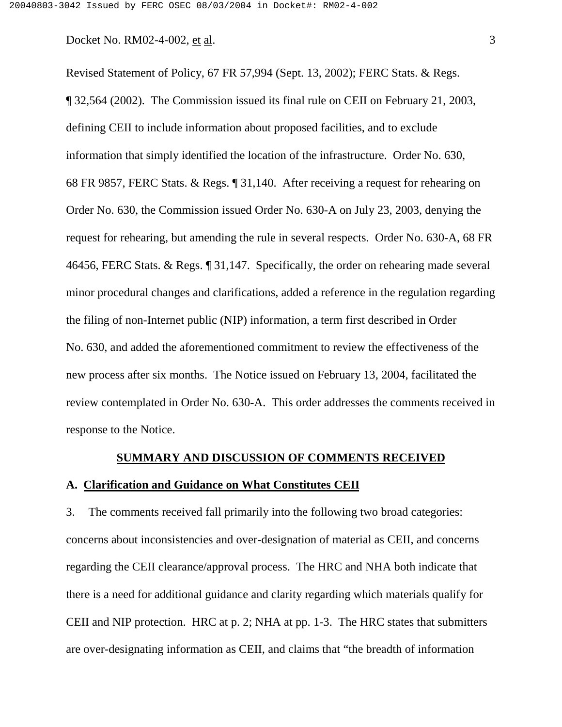Revised Statement of Policy, 67 FR 57,994 (Sept. 13, 2002); FERC Stats. & Regs. ¶ 32,564 (2002). The Commission issued its final rule on CEII on February 21, 2003, defining CEII to include information about proposed facilities, and to exclude information that simply identified the location of the infrastructure. Order No. 630, 68 FR 9857, FERC Stats. & Regs. ¶ 31,140. After receiving a request for rehearing on Order No. 630, the Commission issued Order No. 630-A on July 23, 2003, denying the request for rehearing, but amending the rule in several respects. Order No. 630-A, 68 FR 46456, FERC Stats. & Regs. ¶ 31,147. Specifically, the order on rehearing made several minor procedural changes and clarifications, added a reference in the regulation regarding the filing of non-Internet public (NIP) information, a term first described in Order No. 630, and added the aforementioned commitment to review the effectiveness of the new process after six months. The Notice issued on February 13, 2004, facilitated the review contemplated in Order No. 630-A. This order addresses the comments received in response to the Notice.

## SUMMARY AND DISCUSSION OF COMMENTS RECEIVED

### A. Clarification and Guidance on What Constitutes CEII

3. The comments received fall primarily into the following two broad categories: concerns about inconsistencies and over-designation of material as CEII, and concerns regarding the CEII clearance/approval process. The HRC and NHA both indicate that there is a need for additional guidance and clarity regarding which materials qualify for CEII and NIP protection. HRC at p. 2; NHA at pp. 1-3. The HRC states that submitters are over-designating information as CEII, and claims that "the breadth of information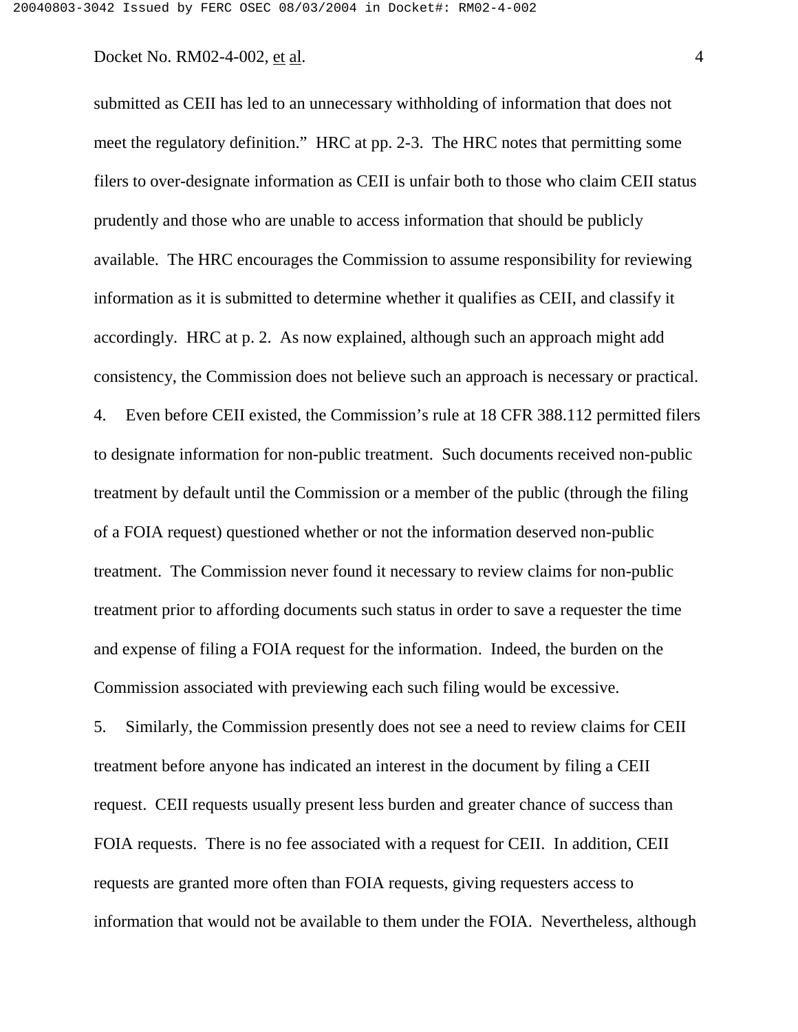submitted as CEII has led to an unnecessary withholding of information that does not meet the regulatory definition." HRC at pp. 2-3. The HRC notes that permitting some filers to over-designate information as CEII is unfair both to those who claim CEII status prudently and those who are unable to access information that should be publicly available. The HRC encourages the Commission to assume responsibility for reviewing information as it is submitted to determine whether it qualifies as CEII, and classify it accordingly. HRC at p. 2. As now explained, although such an approach might add consistency, the Commission does not believe such an approach is necessary or practical.

4. Even before CEII existed, the Commission's rule at 18 CFR 388.112 permitted filers to designate information for non-public treatment. Such documents received non-public treatment by default until the Commission or a member of the public (through the filing of a FOIA request) questioned whether or not the information deserved non-public treatment. The Commission never found it necessary to review claims for non-public treatment prior to affording documents such status in order to save a requester the time and expense of filing a FOIA request for the information. Indeed, the burden on the Commission associated with previewing each such filing would be excessive.

5. Similarly, the Commission presently does not see a need to review claims for CEII treatment before anyone has indicated an interest in the document by filing a CEII request. CEII requests usually present less burden and greater chance of success than FOIA requests. There is no fee associated with a request for CEII. In addition, CEII requests are granted more often than FOIA requests, giving requesters access to information that would not be available to them under the FOIA. Nevertheless, although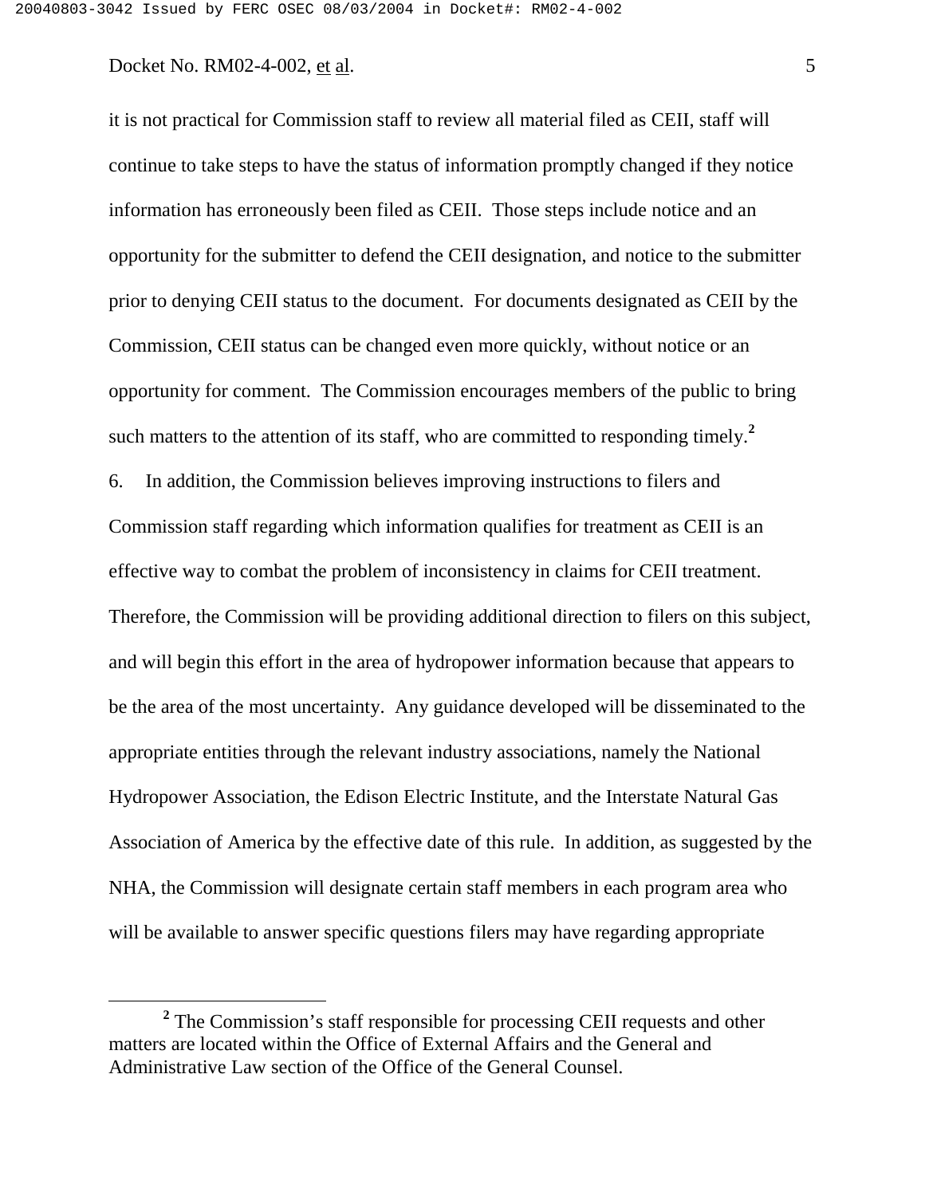it is not practical for Commission staff to review all material filed as CEII, staff will continue to take steps to have the status of information promptly changed if they notice information has erroneously been filed as CEII. Those steps include notice and an opportunity for the submitter to defend the CEII designation, and notice to the submitter prior to denying CEII status to the document. For documents designated as CEII by the Commission, CEII status can be changed even more quickly, without notice or an opportunity for comment. The Commission encourages members of the public to bring such matters to the attention of its staff, who are committed to responding timely.[2]

6. In addition, the Commission believes improving instructions to filers and Commission staff regarding which information qualifies for treatment as CEII is an effective way to combat the problem of inconsistency in claims for CEII treatment. Therefore, the Commission will be providing additional direction to filers on this subject, and will begin this effort in the area of hydropower information because that appears to be the area of the most uncertainty. Any guidance developed will be disseminated to the appropriate entities through the relevant industry associations, namely the National Hydropower Association, the Edison Electric Institute, and the Interstate Natural Gas Association of America by the effective date of this rule. In addition, as suggested by the NHA, the Commission will designate certain staff members in each program area who will be available to answer specific questions filers may have regarding appropriate

[2] The Commission's staff responsible for processing CEII requests and other matters are located within the Office of External Affairs and the General and Administrative Law section of the Office of the General Counsel.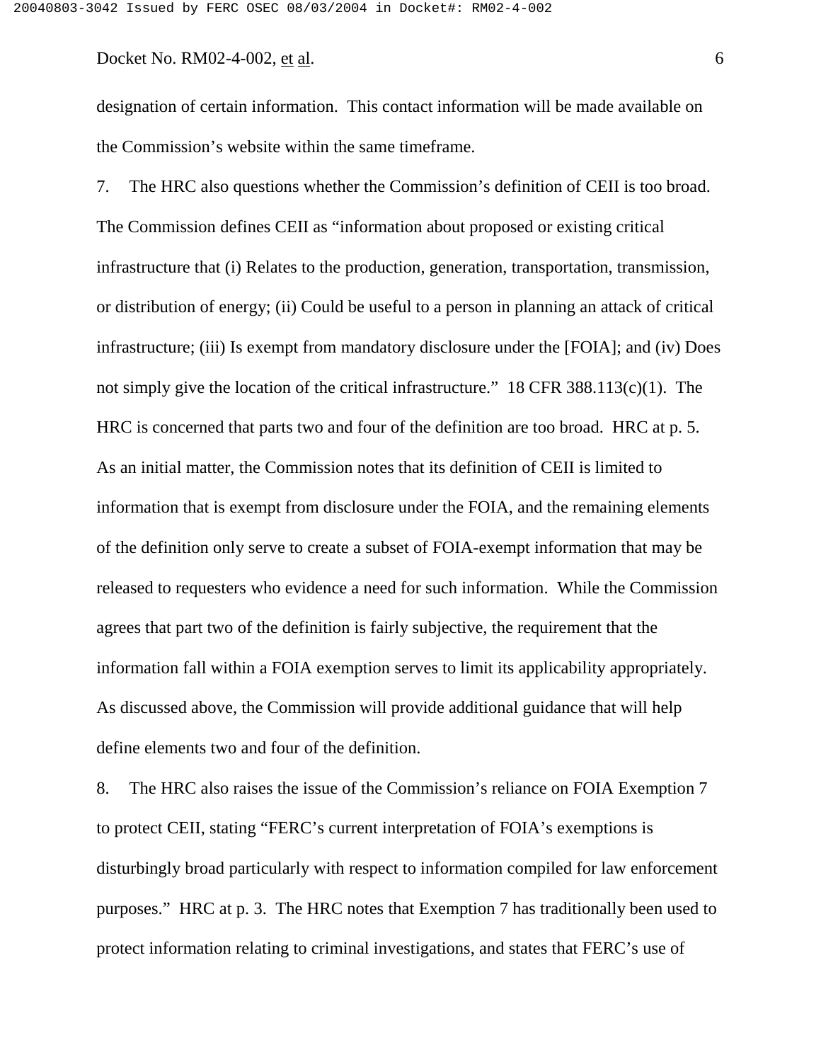designation of certain information. This contact information will be made available on the Commission's website within the same timeframe.

7. The HRC also questions whether the Commission's definition of CEII is too broad. The Commission defines CEII as "information about proposed or existing critical infrastructure that (i) Relates to the production, generation, transportation, transmission, or distribution of energy; (ii) Could be useful to a person in planning an attack of critical infrastructure; (iii) Is exempt from mandatory disclosure under the [FOIA]; and (iv) Does not simply give the location of the critical infrastructure." 18 CFR 388.113(c)(1). The HRC is concerned that parts two and four of the definition are too broad. HRC at p. 5. As an initial matter, the Commission notes that its definition of CEII is limited to information that is exempt from disclosure under the FOIA, and the remaining elements of the definition only serve to create a subset of FOIA-exempt information that may be released to requesters who evidence a need for such information. While the Commission agrees that part two of the definition is fairly subjective, the requirement that the information fall within a FOIA exemption serves to limit its applicability appropriately. As discussed above, the Commission will provide additional guidance that will help define elements two and four of the definition.

8. The HRC also raises the issue of the Commission's reliance on FOIA Exemption 7 to protect CEII, stating "FERC's current interpretation of FOIA's exemptions is disturbingly broad particularly with respect to information compiled for law enforcement purposes." HRC at p. 3. The HRC notes that Exemption 7 has traditionally been used to protect information relating to criminal investigations, and states that FERC's use of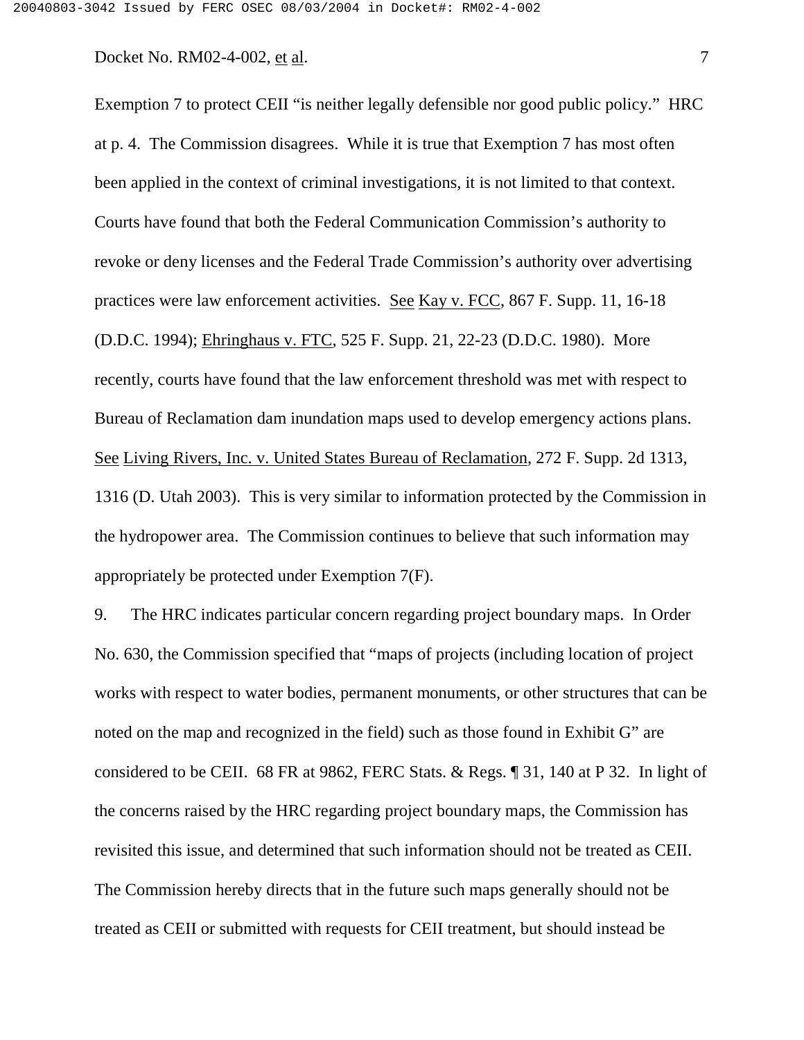Exemption 7 to protect CEII "is neither legally defensible nor good public policy." HRC at p. 4. The Commission disagrees. While it is true that Exemption 7 has most often been applied in the context of criminal investigations, it is not limited to that context. Courts have found that both the Federal Communication Commission's authority to revoke or deny licenses and the Federal Trade Commission's authority over advertising practices were law enforcement activities. See Kay v. FCC, 867 F. Supp. 11, 16-18 (D.D.C. 1994); Ehringhaus v. FTC, 525 F. Supp. 21, 22-23 (D.D.C. 1980). More recently, courts have found that the law enforcement threshold was met with respect to Bureau of Reclamation dam inundation maps used to develop emergency actions plans. See Living Rivers, Inc. v. United States Bureau of Reclamation, 272 F. Supp. 2d 1313, 1316 (D. Utah 2003). This is very similar to information protected by the Commission in the hydropower area. The Commission continues to believe that such information may appropriately be protected under Exemption 7(F).

9. The HRC indicates particular concern regarding project boundary maps. In Order No. 630, the Commission specified that "maps of projects (including location of project works with respect to water bodies, permanent monuments, or other structures that can be noted on the map and recognized in the field) such as those found in Exhibit G" are considered to be CEII. 68 FR at 9862, FERC Stats. & Regs. ¶ 31, 140 at P 32. In light of the concerns raised by the HRC regarding project boundary maps, the Commission has revisited this issue, and determined that such information should not be treated as CEII. The Commission hereby directs that in the future such maps generally should not be treated as CEII or submitted with requests for CEII treatment, but should instead be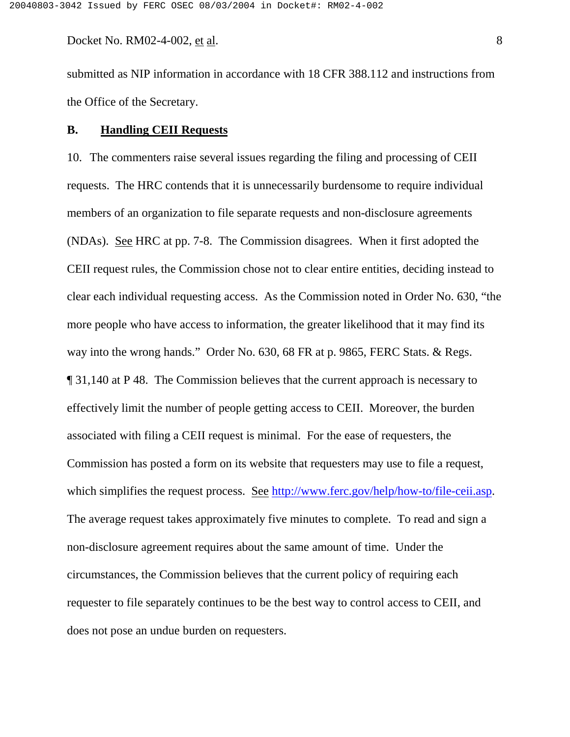submitted as NIP information in accordance with 18 CFR 388.112 and instructions from the Office of the Secretary.

## B. Handling CEII Requests

10. The commenters raise several issues regarding the filing and processing of CEII requests. The HRC contends that it is unnecessarily burdensome to require individual members of an organization to file separate requests and non-disclosure agreements (NDAs). See HRC at pp. 7-8. The Commission disagrees. When it first adopted the CEII request rules, the Commission chose not to clear entire entities, deciding instead to clear each individual requesting access. As the Commission noted in Order No. 630, "the more people who have access to information, the greater likelihood that it may find its way into the wrong hands." Order No. 630, 68 FR at p. 9865, FERC Stats. & Regs. ¶ 31,140 at P 48. The Commission believes that the current approach is necessary to effectively limit the number of people getting access to CEII. Moreover, the burden associated with filing a CEII request is minimal. For the ease of requesters, the Commission has posted a form on its website that requesters may use to file a request, which simplifies the request process. See http://www.ferc.gov/help/how-to/file-ceii.asp. The average request takes approximately five minutes to complete. To read and sign a non-disclosure agreement requires about the same amount of time. Under the circumstances, the Commission believes that the current policy of requiring each requester to file separately continues to be the best way to control access to CEII, and does not pose an undue burden on requesters.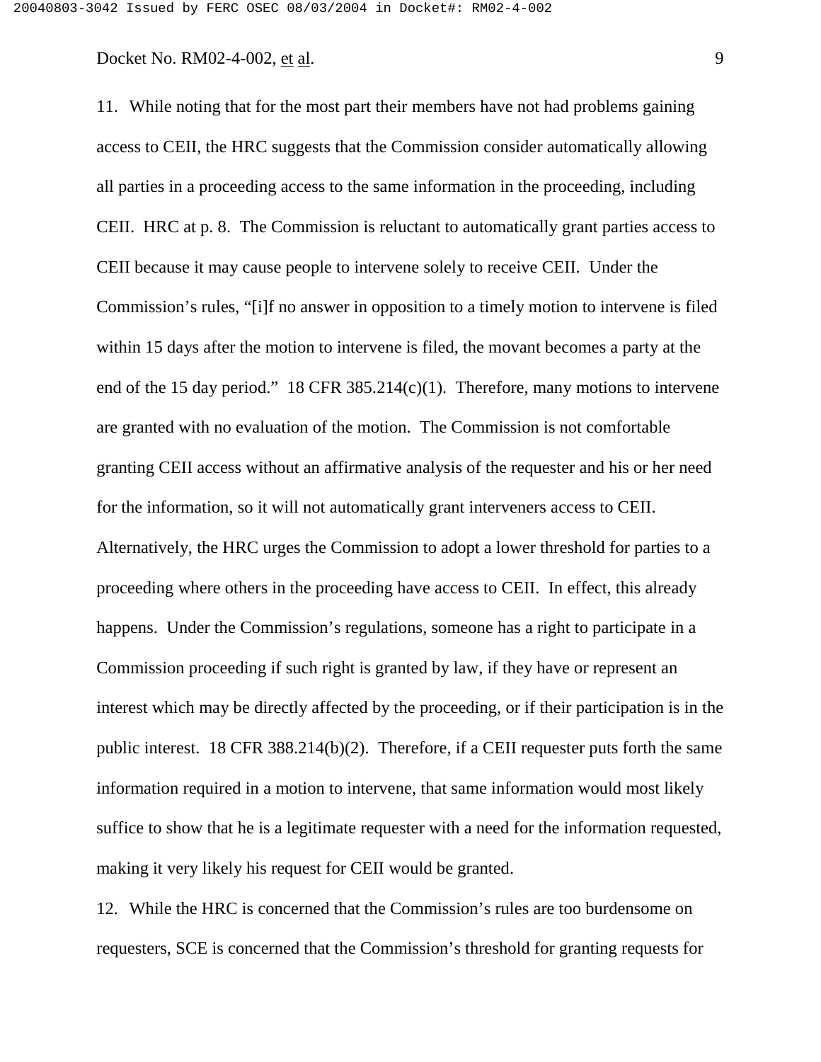11. While noting that for the most part their members have not had problems gaining access to CEII, the HRC suggests that the Commission consider automatically allowing all parties in a proceeding access to the same information in the proceeding, including CEII. HRC at p. 8. The Commission is reluctant to automatically grant parties access to CEII because it may cause people to intervene solely to receive CEII. Under the Commission's rules, "[i]f no answer in opposition to a timely motion to intervene is filed within 15 days after the motion to intervene is filed, the movant becomes a party at the end of the 15 day period." 18 CFR 385.214(c)(1). Therefore, many motions to intervene are granted with no evaluation of the motion. The Commission is not comfortable granting CEII access without an affirmative analysis of the requester and his or her need for the information, so it will not automatically grant interveners access to CEII. Alternatively, the HRC urges the Commission to adopt a lower threshold for parties to a proceeding where others in the proceeding have access to CEII. In effect, this already happens. Under the Commission's regulations, someone has a right to participate in a Commission proceeding if such right is granted by law, if they have or represent an interest which may be directly affected by the proceeding, or if their participation is in the public interest. 18 CFR 388.214(b)(2). Therefore, if a CEII requester puts forth the same information required in a motion to intervene, that same information would most likely suffice to show that he is a legitimate requester with a need for the information requested, making it very likely his request for CEII would be granted.

12. While the HRC is concerned that the Commission's rules are too burdensome on requesters, SCE is concerned that the Commission's threshold for granting requests for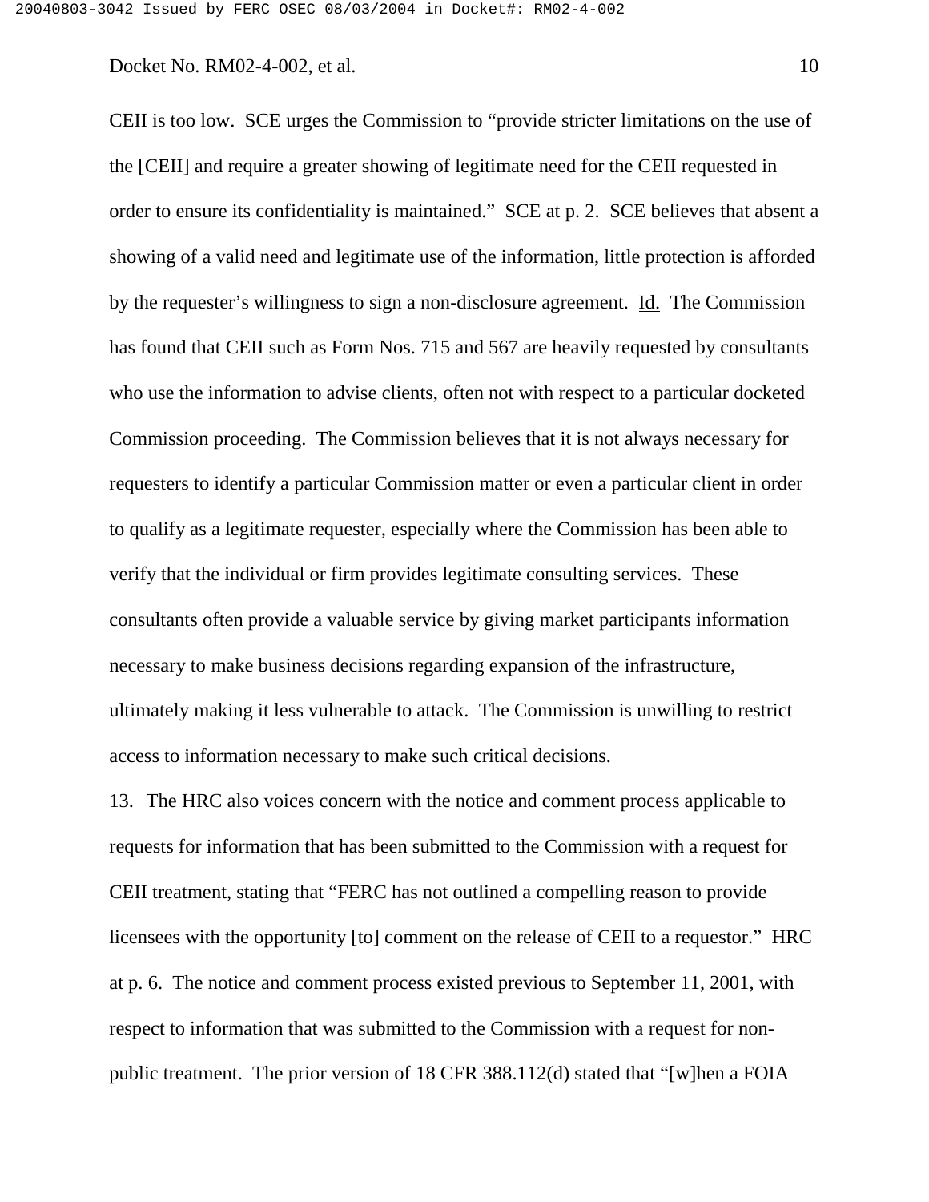CEII is too low. SCE urges the Commission to "provide stricter limitations on the use of the [CEII] and require a greater showing of legitimate need for the CEII requested in order to ensure its confidentiality is maintained." SCE at p. 2. SCE believes that absent a showing of a valid need and legitimate use of the information, little protection is afforded by the requester's willingness to sign a non-disclosure agreement. Id. The Commission has found that CEII such as Form Nos. 715 and 567 are heavily requested by consultants who use the information to advise clients, often not with respect to a particular docketed Commission proceeding. The Commission believes that it is not always necessary for requesters to identify a particular Commission matter or even a particular client in order to qualify as a legitimate requester, especially where the Commission has been able to verify that the individual or firm provides legitimate consulting services. These consultants often provide a valuable service by giving market participants information necessary to make business decisions regarding expansion of the infrastructure, ultimately making it less vulnerable to attack. The Commission is unwilling to restrict access to information necessary to make such critical decisions.

13. The HRC also voices concern with the notice and comment process applicable to requests for information that has been submitted to the Commission with a request for CEII treatment, stating that "FERC has not outlined a compelling reason to provide licensees with the opportunity [to] comment on the release of CEII to a requestor." HRC at p. 6. The notice and comment process existed previous to September 11, 2001, with respect to information that was submitted to the Commission with a request for non-public treatment. The prior version of 18 CFR 388.112(d) stated that "[w]hen a FOIA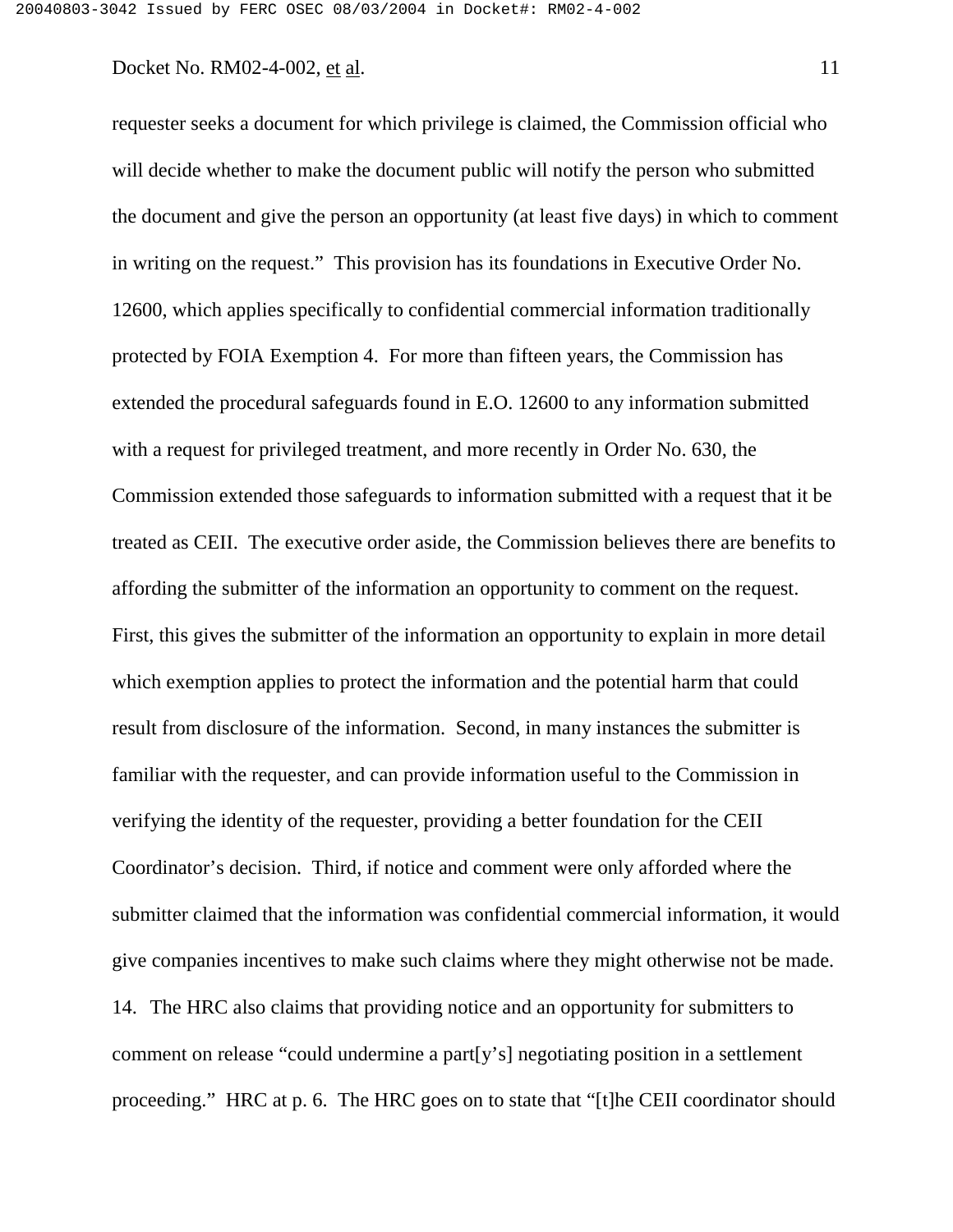requester seeks a document for which privilege is claimed, the Commission official who will decide whether to make the document public will notify the person who submitted the document and give the person an opportunity (at least five days) in which to comment in writing on the request." This provision has its foundations in Executive Order No. 12600, which applies specifically to confidential commercial information traditionally protected by FOIA Exemption 4. For more than fifteen years, the Commission has extended the procedural safeguards found in E.O. 12600 to any information submitted with a request for privileged treatment, and more recently in Order No. 630, the Commission extended those safeguards to information submitted with a request that it be treated as CEII. The executive order aside, the Commission believes there are benefits to affording the submitter of the information an opportunity to comment on the request. First, this gives the submitter of the information an opportunity to explain in more detail which exemption applies to protect the information and the potential harm that could result from disclosure of the information. Second, in many instances the submitter is familiar with the requester, and can provide information useful to the Commission in verifying the identity of the requester, providing a better foundation for the CEII Coordinator's decision. Third, if notice and comment were only afforded where the submitter claimed that the information was confidential commercial information, it would give companies incentives to make such claims where they might otherwise not be made.

14. The HRC also claims that providing notice and an opportunity for submitters to comment on release "could undermine a part[y's] negotiating position in a settlement proceeding." HRC at p. 6. The HRC goes on to state that "[t]he CEII coordinator should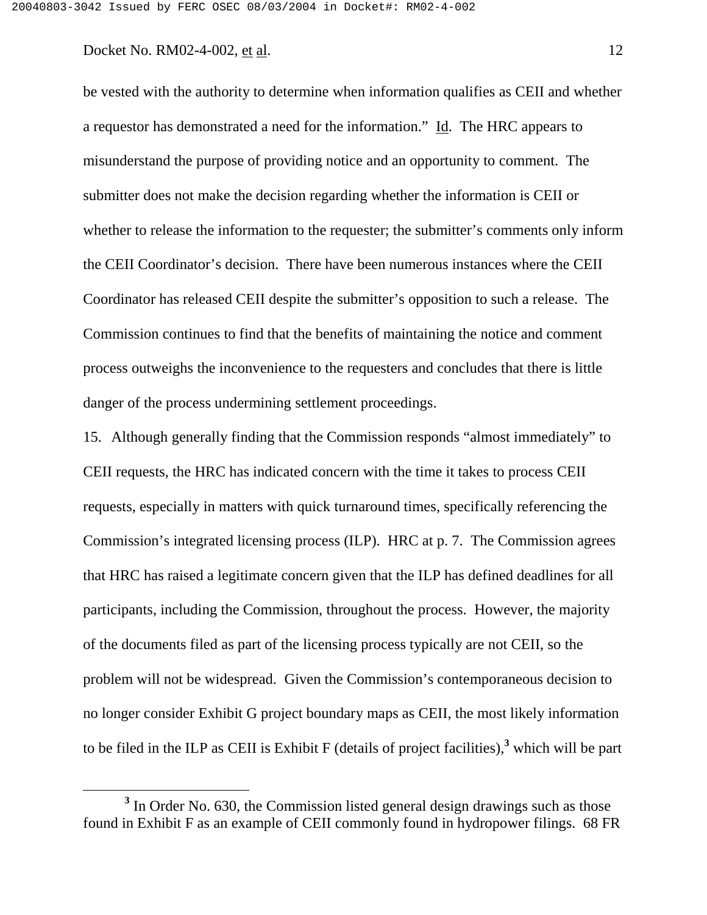be vested with the authority to determine when information qualifies as CEII and whether a requestor has demonstrated a need for the information." Id. The HRC appears to misunderstand the purpose of providing notice and an opportunity to comment. The submitter does not make the decision regarding whether the information is CEII or whether to release the information to the requester; the submitter's comments only inform the CEII Coordinator's decision. There have been numerous instances where the CEII Coordinator has released CEII despite the submitter's opposition to such a release. The Commission continues to find that the benefits of maintaining the notice and comment process outweighs the inconvenience to the requesters and concludes that there is little danger of the process undermining settlement proceedings.

15. Although generally finding that the Commission responds "almost immediately" to CEII requests, the HRC has indicated concern with the time it takes to process CEII requests, especially in matters with quick turnaround times, specifically referencing the Commission's integrated licensing process (ILP). HRC at p. 7. The Commission agrees that HRC has raised a legitimate concern given that the ILP has defined deadlines for all participants, including the Commission, throughout the process. However, the majority of the documents filed as part of the licensing process typically are not CEII, so the problem will not be widespread. Given the Commission's contemporaneous decision to no longer consider Exhibit G project boundary maps as CEII, the most likely information to be filed in the ILP as CEII is Exhibit F (details of project facilities),[3] which will be part

[3] In Order No. 630, the Commission listed general design drawings such as those found in Exhibit F as an example of CEII commonly found in hydropower filings. 68 FR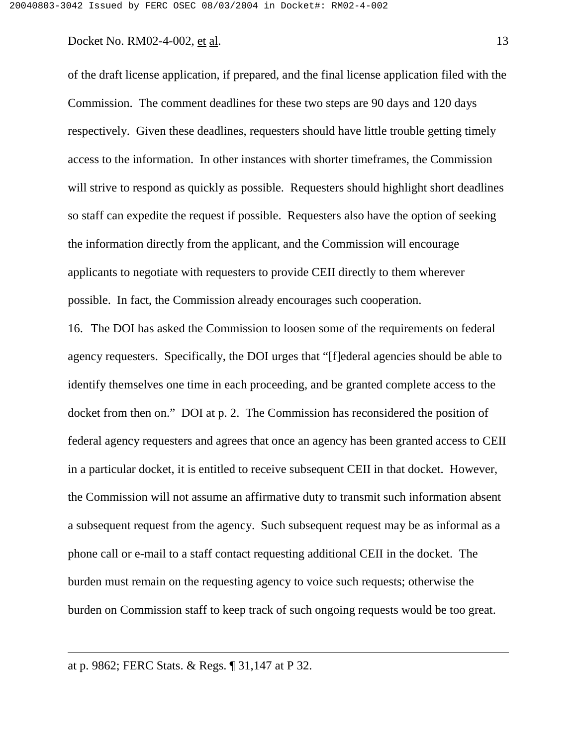of the draft license application, if prepared, and the final license application filed with the Commission. The comment deadlines for these two steps are 90 days and 120 days respectively. Given these deadlines, requesters should have little trouble getting timely access to the information. In other instances with shorter timeframes, the Commission will strive to respond as quickly as possible. Requesters should highlight short deadlines so staff can expedite the request if possible. Requesters also have the option of seeking the information directly from the applicant, and the Commission will encourage applicants to negotiate with requesters to provide CEII directly to them wherever possible. In fact, the Commission already encourages such cooperation.

16. The DOI has asked the Commission to loosen some of the requirements on federal agency requesters. Specifically, the DOI urges that "[f]ederal agencies should be able to identify themselves one time in each proceeding, and be granted complete access to the docket from then on." DOI at p. 2. The Commission has reconsidered the position of federal agency requesters and agrees that once an agency has been granted access to CEII in a particular docket, it is entitled to receive subsequent CEII in that docket. However, the Commission will not assume an affirmative duty to transmit such information absent a subsequent request from the agency. Such subsequent request may be as informal as a phone call or e-mail to a staff contact requesting additional CEII in the docket. The burden must remain on the requesting agency to voice such requests; otherwise the burden on Commission staff to keep track of such ongoing requests would be too great.

---

at p. 9862; FERC Stats. & Regs. ¶ 31,147 at P 32.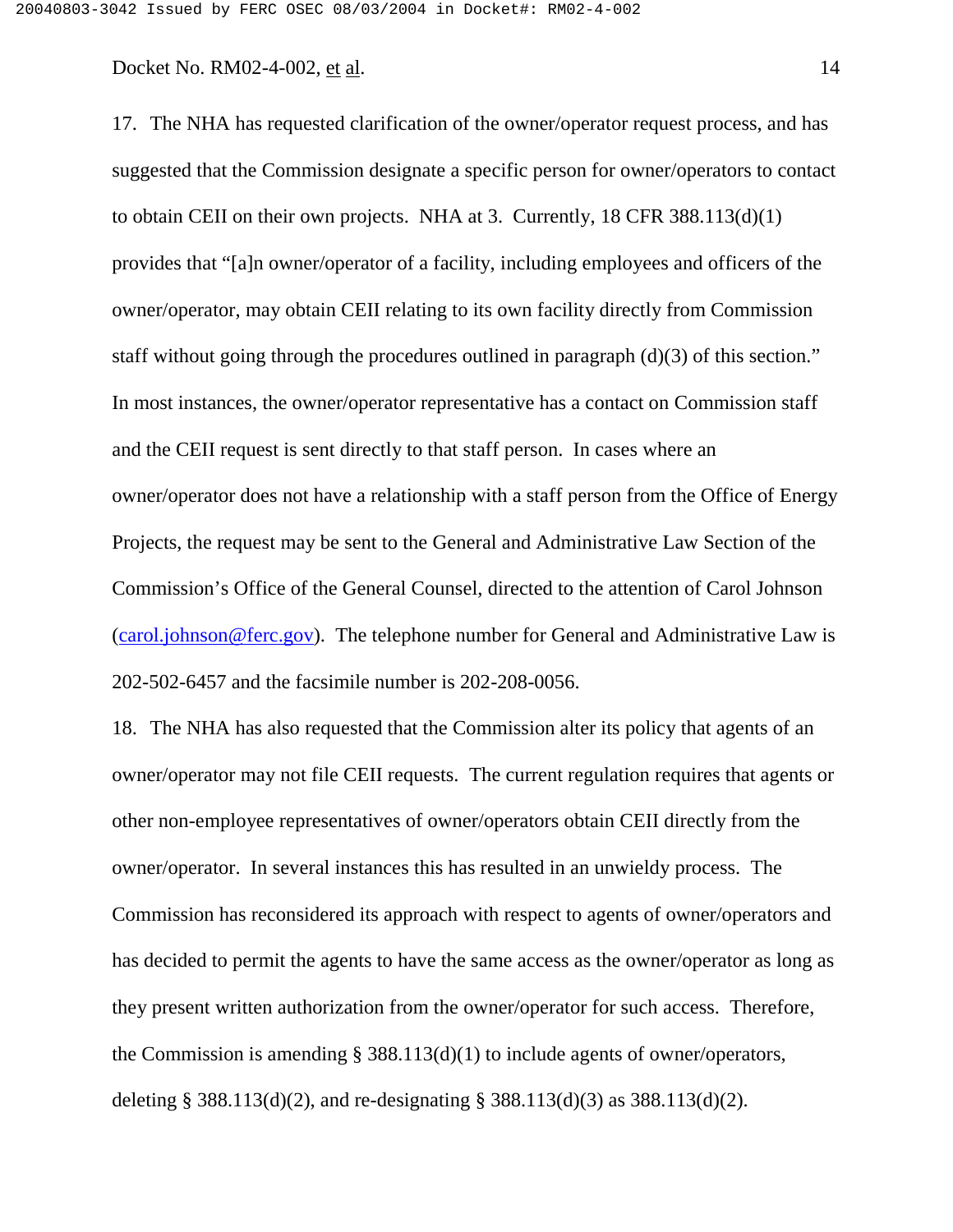17. The NHA has requested clarification of the owner/operator request process, and has suggested that the Commission designate a specific person for owner/operators to contact to obtain CEII on their own projects. NHA at 3. Currently, 18 CFR 388.113(d)(1) provides that "[a]n owner/operator of a facility, including employees and officers of the owner/operator, may obtain CEII relating to its own facility directly from Commission staff without going through the procedures outlined in paragraph (d)(3) of this section." In most instances, the owner/operator representative has a contact on Commission staff and the CEII request is sent directly to that staff person. In cases where an owner/operator does not have a relationship with a staff person from the Office of Energy Projects, the request may be sent to the General and Administrative Law Section of the Commission's Office of the General Counsel, directed to the attention of Carol Johnson (carol.johnson@ferc.gov). The telephone number for General and Administrative Law is 202-502-6457 and the facsimile number is 202-208-0056.

18. The NHA has also requested that the Commission alter its policy that agents of an owner/operator may not file CEII requests. The current regulation requires that agents or other non-employee representatives of owner/operators obtain CEII directly from the owner/operator. In several instances this has resulted in an unwieldy process. The Commission has reconsidered its approach with respect to agents of owner/operators and has decided to permit the agents to have the same access as the owner/operator as long as they present written authorization from the owner/operator for such access. Therefore, the Commission is amending § 388.113(d)(1) to include agents of owner/operators, deleting § 388.113(d)(2), and re-designating § 388.113(d)(3) as 388.113(d)(2).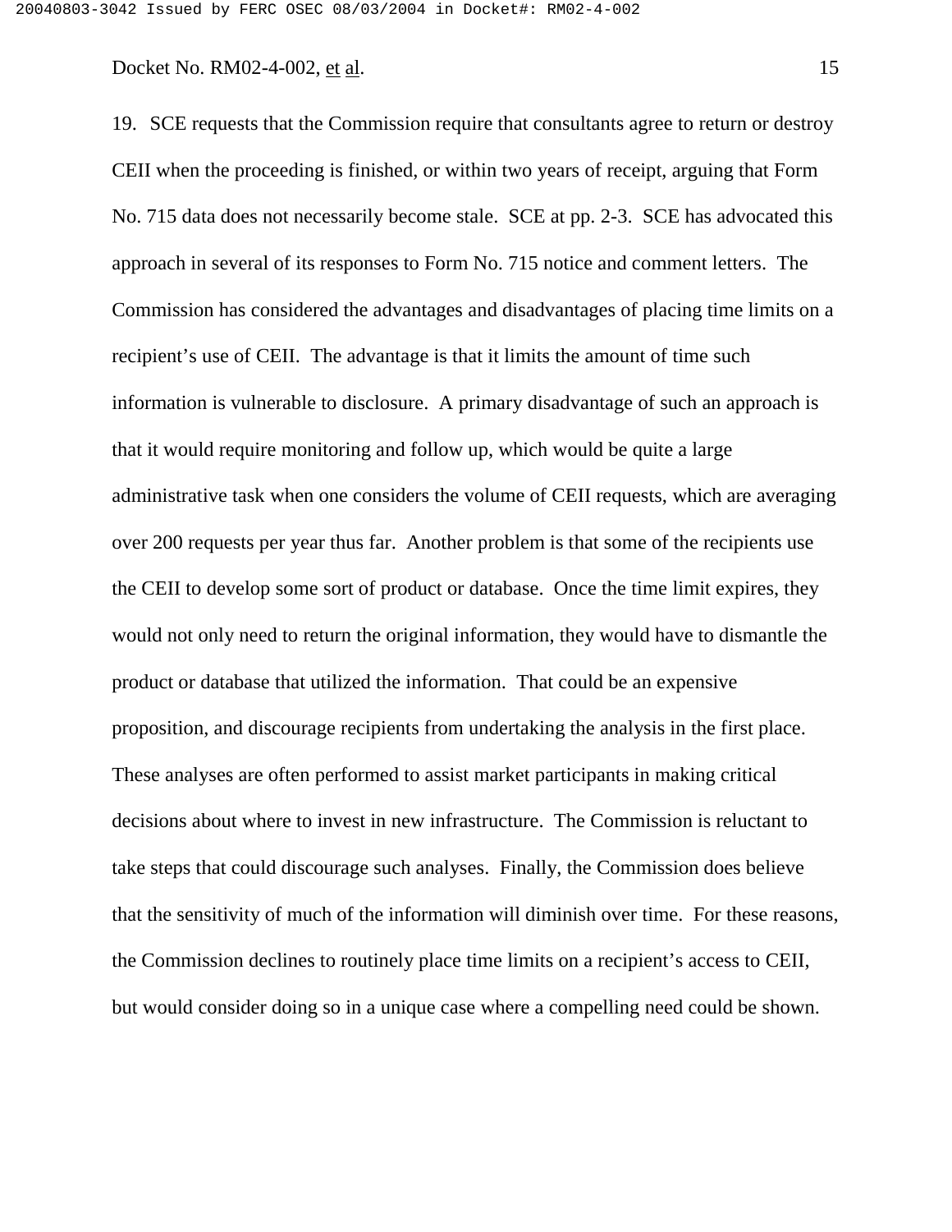19. SCE requests that the Commission require that consultants agree to return or destroy CEII when the proceeding is finished, or within two years of receipt, arguing that Form No. 715 data does not necessarily become stale. SCE at pp. 2-3. SCE has advocated this approach in several of its responses to Form No. 715 notice and comment letters. The Commission has considered the advantages and disadvantages of placing time limits on a recipient's use of CEII. The advantage is that it limits the amount of time such information is vulnerable to disclosure. A primary disadvantage of such an approach is that it would require monitoring and follow up, which would be quite a large administrative task when one considers the volume of CEII requests, which are averaging over 200 requests per year thus far. Another problem is that some of the recipients use the CEII to develop some sort of product or database. Once the time limit expires, they would not only need to return the original information, they would have to dismantle the product or database that utilized the information. That could be an expensive proposition, and discourage recipients from undertaking the analysis in the first place. These analyses are often performed to assist market participants in making critical decisions about where to invest in new infrastructure. The Commission is reluctant to take steps that could discourage such analyses. Finally, the Commission does believe that the sensitivity of much of the information will diminish over time. For these reasons, the Commission declines to routinely place time limits on a recipient's access to CEII, but would consider doing so in a unique case where a compelling need could be shown.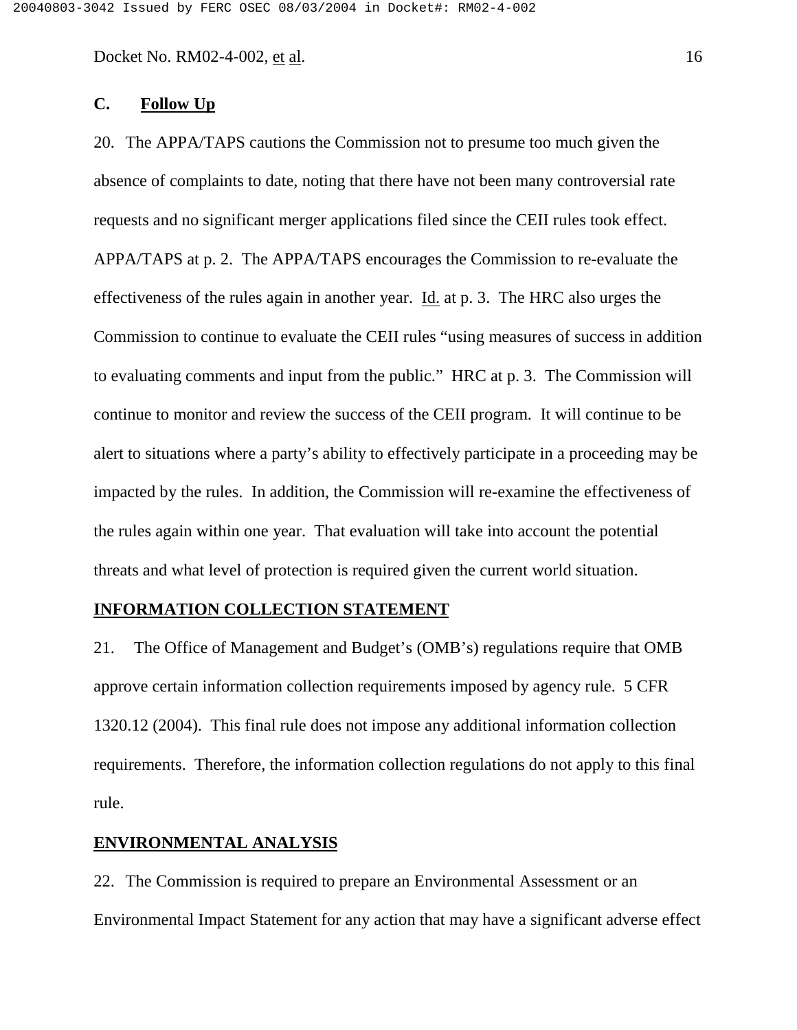### C. Follow Up

20. The APPA/TAPS cautions the Commission not to presume too much given the absence of complaints to date, noting that there have not been many controversial rate requests and no significant merger applications filed since the CEII rules took effect. APPA/TAPS at p. 2. The APPA/TAPS encourages the Commission to re-evaluate the effectiveness of the rules again in another year. Id. at p. 3. The HRC also urges the Commission to continue to evaluate the CEII rules "using measures of success in addition to evaluating comments and input from the public." HRC at p. 3. The Commission will continue to monitor and review the success of the CEII program. It will continue to be alert to situations where a party's ability to effectively participate in a proceeding may be impacted by the rules. In addition, the Commission will re-examine the effectiveness of the rules again within one year. That evaluation will take into account the potential threats and what level of protection is required given the current world situation.

## INFORMATION COLLECTION STATEMENT

21. The Office of Management and Budget's (OMB's) regulations require that OMB approve certain information collection requirements imposed by agency rule. 5 CFR 1320.12 (2004). This final rule does not impose any additional information collection requirements. Therefore, the information collection regulations do not apply to this final rule.

## ENVIRONMENTAL ANALYSIS

22. The Commission is required to prepare an Environmental Assessment or an Environmental Impact Statement for any action that may have a significant adverse effect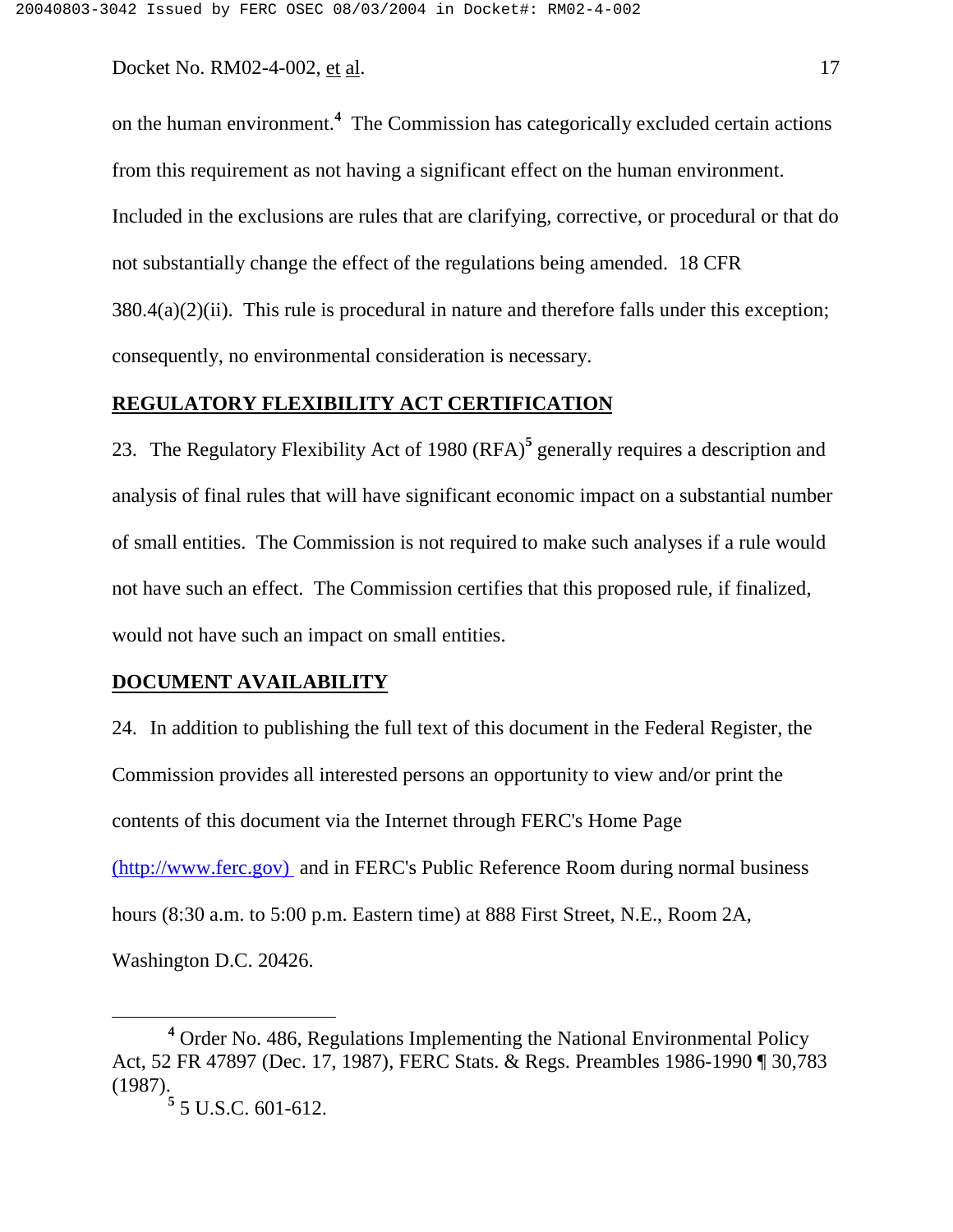on the human environment.[4] The Commission has categorically excluded certain actions from this requirement as not having a significant effect on the human environment. Included in the exclusions are rules that are clarifying, corrective, or procedural or that do not substantially change the effect of the regulations being amended. 18 CFR 380.4(a)(2)(ii). This rule is procedural in nature and therefore falls under this exception; consequently, no environmental consideration is necessary.

## REGULATORY FLEXIBILITY ACT CERTIFICATION

23. The Regulatory Flexibility Act of 1980 (RFA)[5] generally requires a description and analysis of final rules that will have significant economic impact on a substantial number of small entities. The Commission is not required to make such analyses if a rule would not have such an effect. The Commission certifies that this proposed rule, if finalized, would not have such an impact on small entities.

## DOCUMENT AVAILABILITY

24. In addition to publishing the full text of this document in the Federal Register, the Commission provides all interested persons an opportunity to view and/or print the contents of this document via the Internet through FERC's Home Page (http://www.ferc.gov) and in FERC's Public Reference Room during normal business hours (8:30 a.m. to 5:00 p.m. Eastern time) at 888 First Street, N.E., Room 2A, Washington D.C. 20426.

---

[4] Order No. 486, Regulations Implementing the National Environmental Policy Act, 52 FR 47897 (Dec. 17, 1987), FERC Stats. & Regs. Preambles 1986-1990 ¶ 30,783 (1987).

[5] 5 U.S.C. 601-612.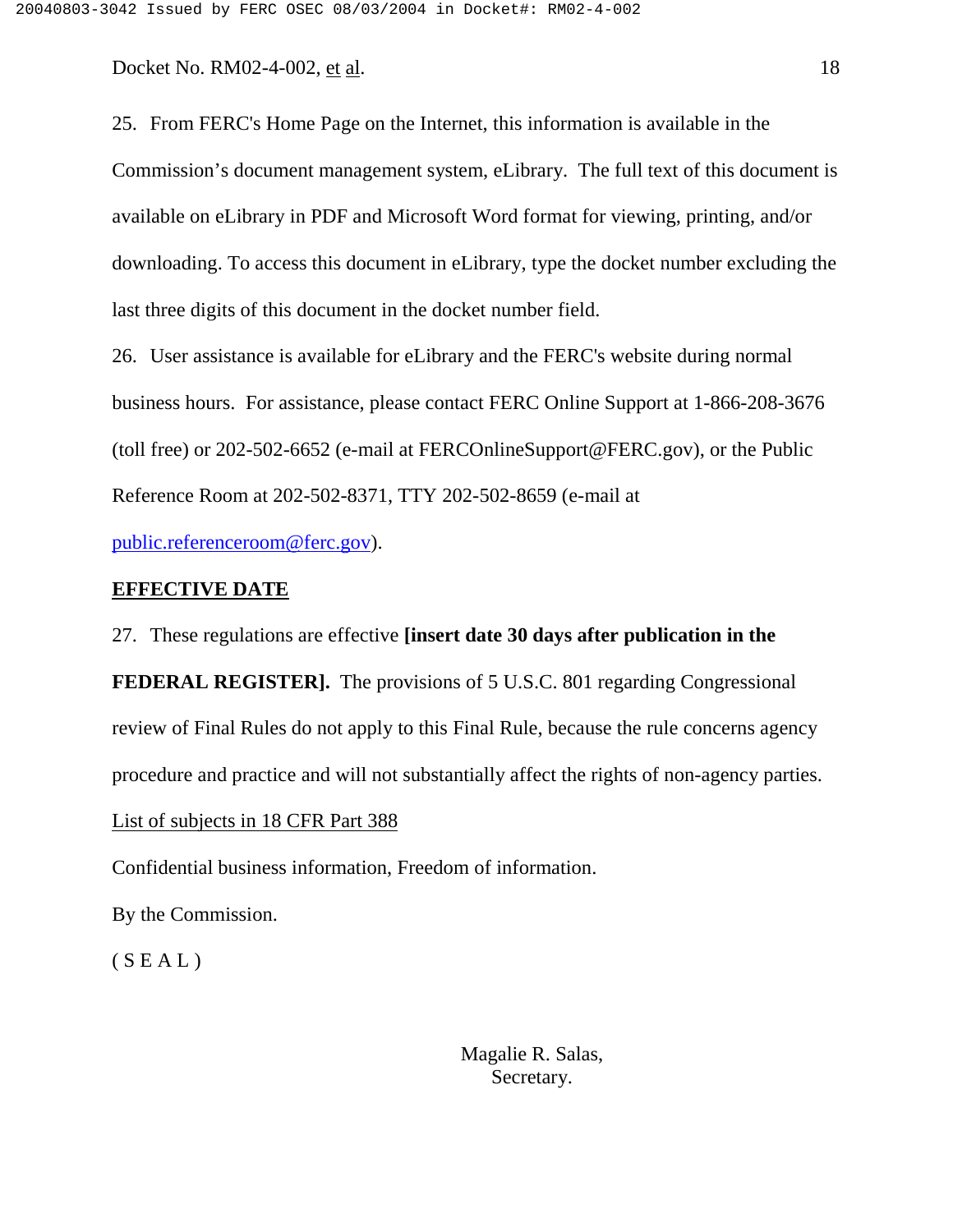25. From FERC's Home Page on the Internet, this information is available in the Commission's document management system, eLibrary. The full text of this document is available on eLibrary in PDF and Microsoft Word format for viewing, printing, and/or downloading. To access this document in eLibrary, type the docket number excluding the last three digits of this document in the docket number field.

26. User assistance is available for eLibrary and the FERC's website during normal business hours. For assistance, please contact FERC Online Support at 1-866-208-3676 (toll free) or 202-502-6652 (e-mail at FERCOnlineSupport@FERC.gov), or the Public Reference Room at 202-502-8371, TTY 202-502-8659 (e-mail at public.referenceroom@ferc.gov).

## EFFECTIVE DATE

27. These regulations are effective **[insert date 30 days after publication in the FEDERAL REGISTER].** The provisions of 5 U.S.C. 801 regarding Congressional review of Final Rules do not apply to this Final Rule, because the rule concerns agency procedure and practice and will not substantially affect the rights of non-agency parties.

List of subjects in 18 CFR Part 388

Confidential business information, Freedom of information.

By the Commission.

( S E A L )

Magalie R. Salas,
Secretary.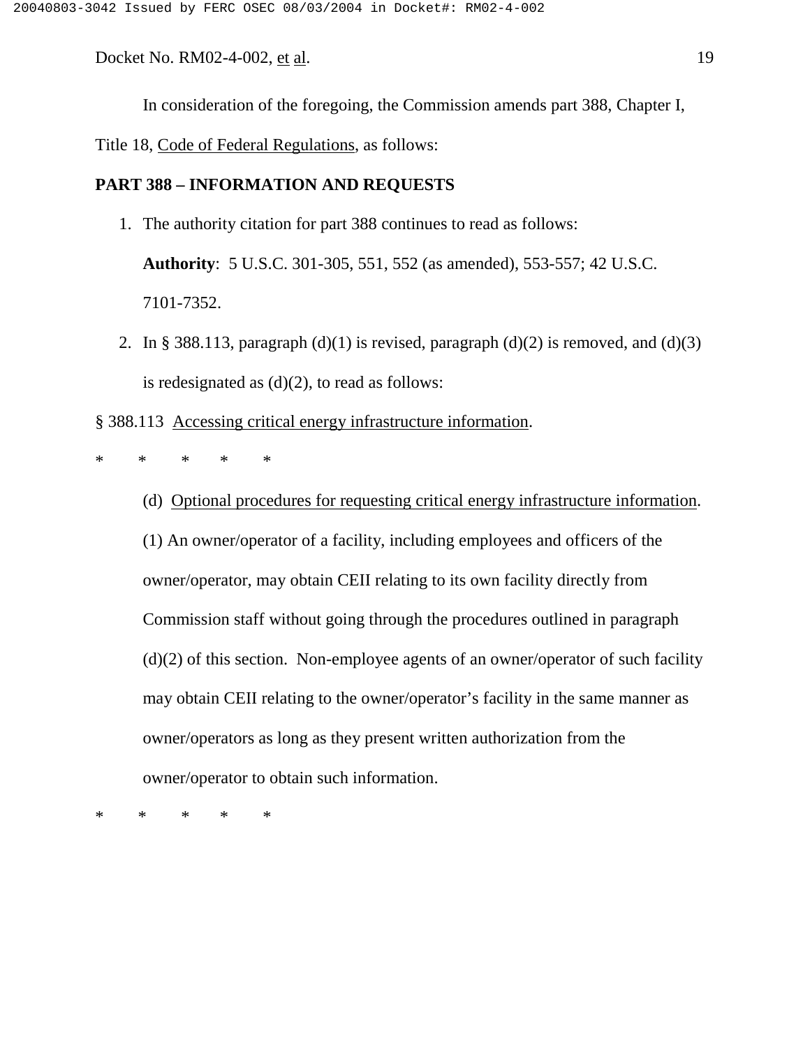In consideration of the foregoing, the Commission amends part 388, Chapter I, Title 18, Code of Federal Regulations, as follows:

**PART 388 – INFORMATION AND REQUESTS**

1. The authority citation for part 388 continues to read as follows:

   **Authority**: 5 U.S.C. 301-305, 551, 552 (as amended), 553-557; 42 U.S.C. 7101-7352.

2. In § 388.113, paragraph (d)(1) is revised, paragraph (d)(2) is removed, and (d)(3) is redesignated as (d)(2), to read as follows:

§ 388.113 Accessing critical energy infrastructure information.

\*  \*  \*  \*  \*

(d) Optional procedures for requesting critical energy infrastructure information. (1) An owner/operator of a facility, including employees and officers of the owner/operator, may obtain CEII relating to its own facility directly from Commission staff without going through the procedures outlined in paragraph (d)(2) of this section. Non-employee agents of an owner/operator of such facility may obtain CEII relating to the owner/operator's facility in the same manner as owner/operators as long as they present written authorization from the owner/operator to obtain such information.

\*  \*  \*  \*  \*